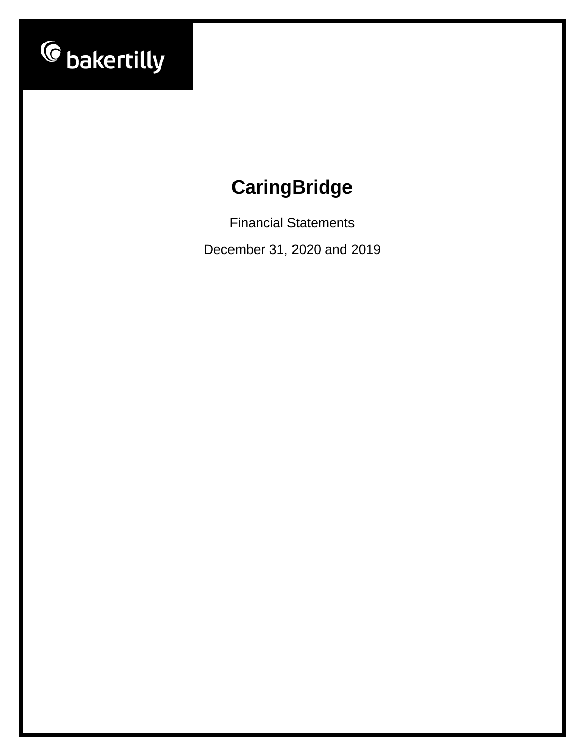bakertilly

# CaringBridge

Financial Statements

December 31, 2020 and 2019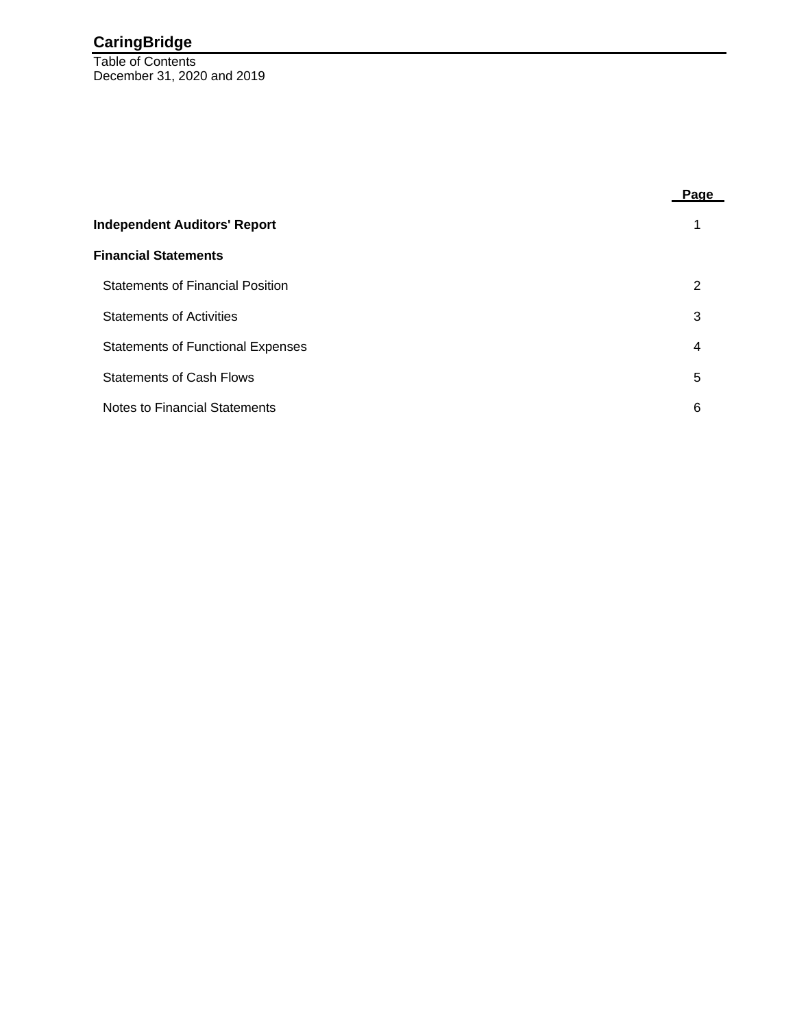# CaringBridge

Table of Contents
December 31, 2020 and 2019

| | Page |
|---|---|
| **Independent Auditors' Report** | 1 |
| **Financial Statements** | |
| Statements of Financial Position | 2 |
| Statements of Activities | 3 |
| Statements of Functional Expenses | 4 |
| Statements of Cash Flows | 5 |
| Notes to Financial Statements | 6 |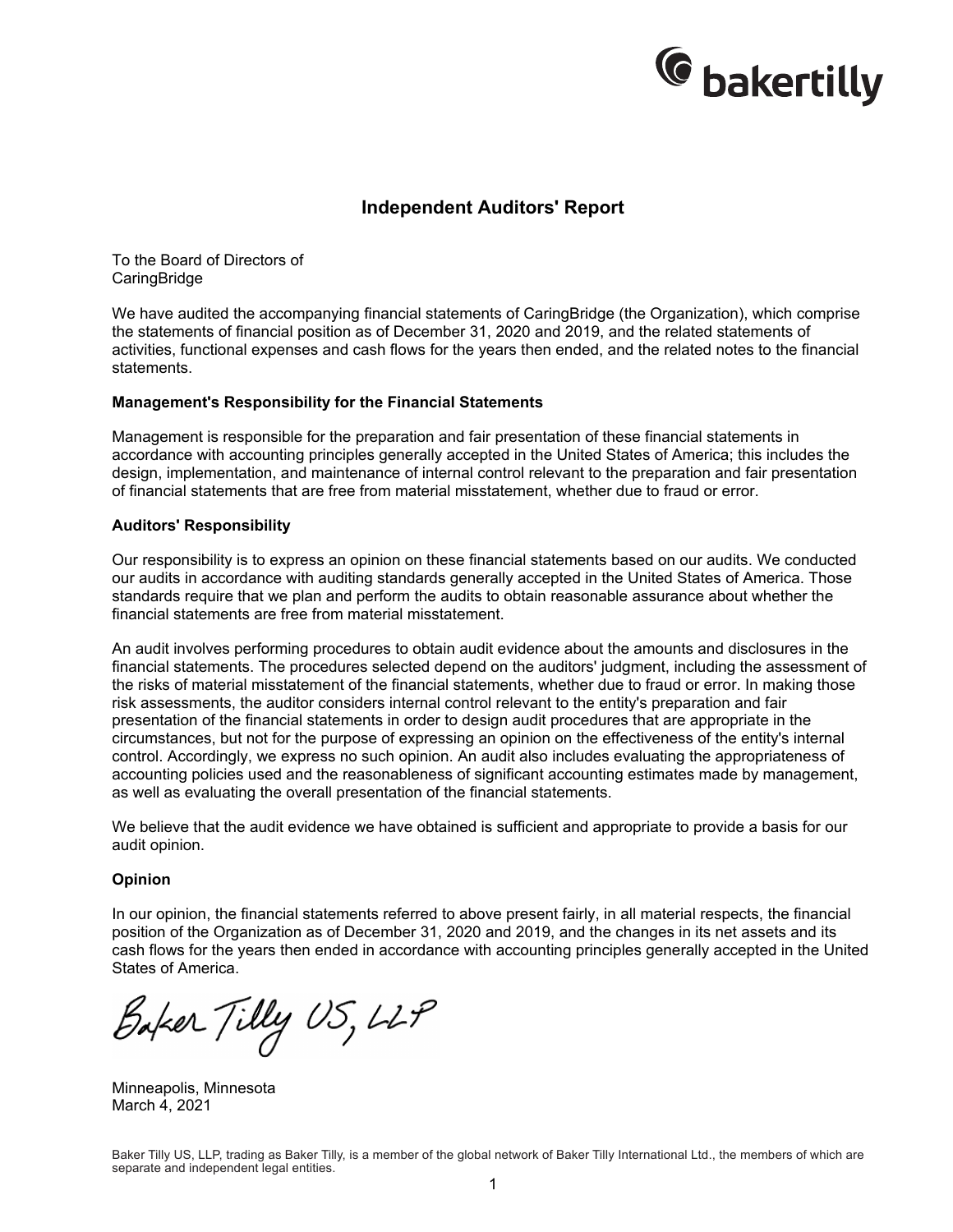# Independent Auditors' Report

To the Board of Directors of
CaringBridge

We have audited the accompanying financial statements of CaringBridge (the Organization), which comprise the statements of financial position as of December 31, 2020 and 2019, and the related statements of activities, functional expenses and cash flows for the years then ended, and the related notes to the financial statements.

## Management's Responsibility for the Financial Statements

Management is responsible for the preparation and fair presentation of these financial statements in accordance with accounting principles generally accepted in the United States of America; this includes the design, implementation, and maintenance of internal control relevant to the preparation and fair presentation of financial statements that are free from material misstatement, whether due to fraud or error.

## Auditors' Responsibility

Our responsibility is to express an opinion on these financial statements based on our audits. We conducted our audits in accordance with auditing standards generally accepted in the United States of America. Those standards require that we plan and perform the audits to obtain reasonable assurance about whether the financial statements are free from material misstatement.

An audit involves performing procedures to obtain audit evidence about the amounts and disclosures in the financial statements. The procedures selected depend on the auditors' judgment, including the assessment of the risks of material misstatement of the financial statements, whether due to fraud or error. In making those risk assessments, the auditor considers internal control relevant to the entity's preparation and fair presentation of the financial statements in order to design audit procedures that are appropriate in the circumstances, but not for the purpose of expressing an opinion on the effectiveness of the entity's internal control. Accordingly, we express no such opinion. An audit also includes evaluating the appropriateness of accounting policies used and the reasonableness of significant accounting estimates made by management, as well as evaluating the overall presentation of the financial statements.

We believe that the audit evidence we have obtained is sufficient and appropriate to provide a basis for our audit opinion.

## Opinion

In our opinion, the financial statements referred to above present fairly, in all material respects, the financial position of the Organization as of December 31, 2020 and 2019, and the changes in its net assets and its cash flows for the years then ended in accordance with accounting principles generally accepted in the United States of America.

Baker Tilly US, LLP

Minneapolis, Minnesota
March 4, 2021

Baker Tilly US, LLP, trading as Baker Tilly, is a member of the global network of Baker Tilly International Ltd., the members of which are separate and independent legal entities.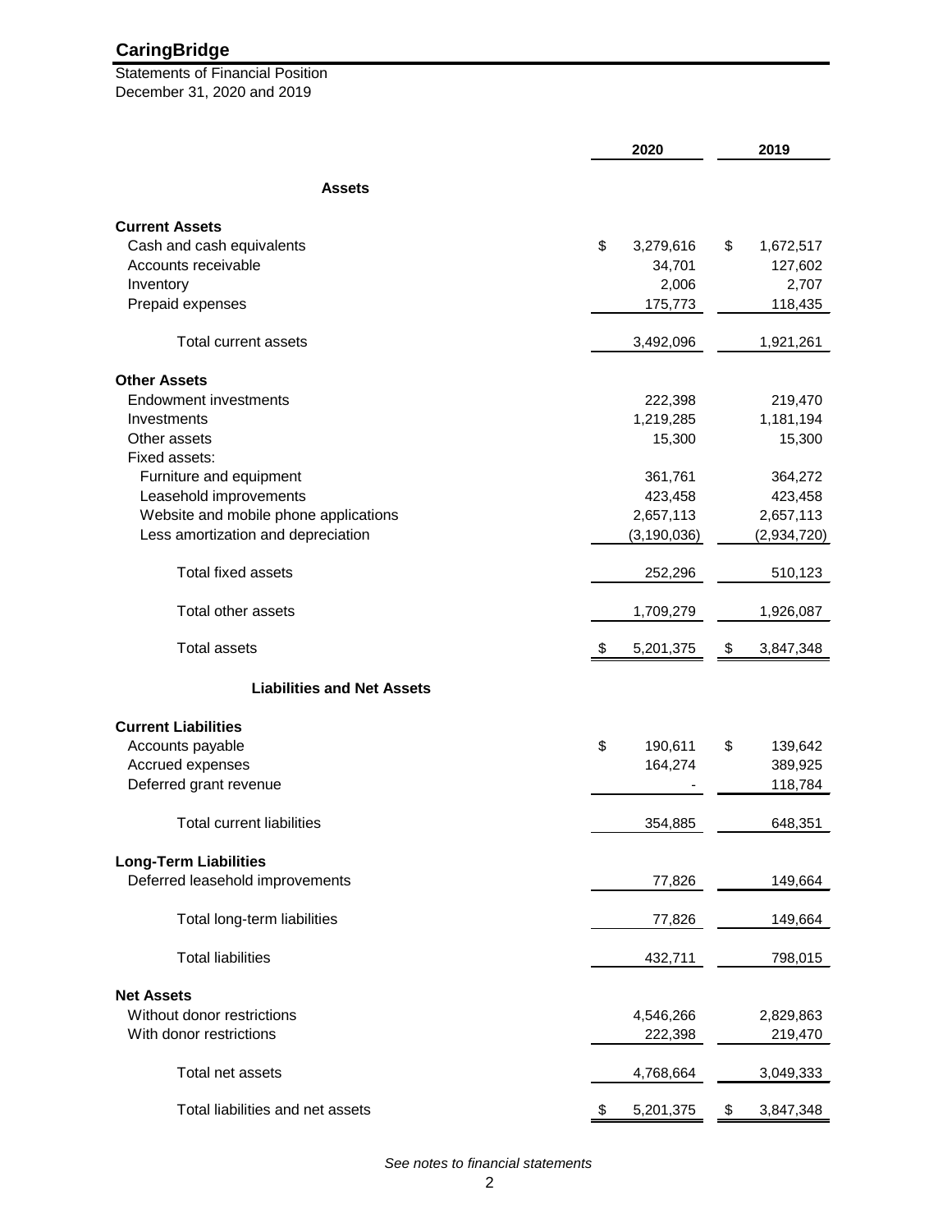# CaringBridge

Statements of Financial Position
December 31, 2020 and 2019

| | 2020 | 2019 |
|---|---|---|
| **Assets** | | |
| **Current Assets** | | |
| Cash and cash equivalents | $ 3,279,616 | $ 1,672,517 |
| Accounts receivable | 34,701 | 127,602 |
| Inventory | 2,006 | 2,707 |
| Prepaid expenses | 175,773 | 118,435 |
| Total current assets | 3,492,096 | 1,921,261 |
| **Other Assets** | | |
| Endowment investments | 222,398 | 219,470 |
| Investments | 1,219,285 | 1,181,194 |
| Other assets | 15,300 | 15,300 |
| Fixed assets: | | |
| Furniture and equipment | 361,761 | 364,272 |
| Leasehold improvements | 423,458 | 423,458 |
| Website and mobile phone applications | 2,657,113 | 2,657,113 |
| Less amortization and depreciation | (3,190,036) | (2,934,720) |
| Total fixed assets | 252,296 | 510,123 |
| Total other assets | 1,709,279 | 1,926,087 |
| Total assets | $ 5,201,375 | $ 3,847,348 |
| **Liabilities and Net Assets** | | |
| **Current Liabilities** | | |
| Accounts payable | $ 190,611 | $ 139,642 |
| Accrued expenses | 164,274 | 389,925 |
| Deferred grant revenue | - | 118,784 |
| Total current liabilities | 354,885 | 648,351 |
| **Long-Term Liabilities** | | |
| Deferred leasehold improvements | 77,826 | 149,664 |
| Total long-term liabilities | 77,826 | 149,664 |
| Total liabilities | 432,711 | 798,015 |
| **Net Assets** | | |
| Without donor restrictions | 4,546,266 | 2,829,863 |
| With donor restrictions | 222,398 | 219,470 |
| Total net assets | 4,768,664 | 3,049,333 |
| Total liabilities and net assets | $ 5,201,375 | $ 3,847,348 |

*See notes to financial statements*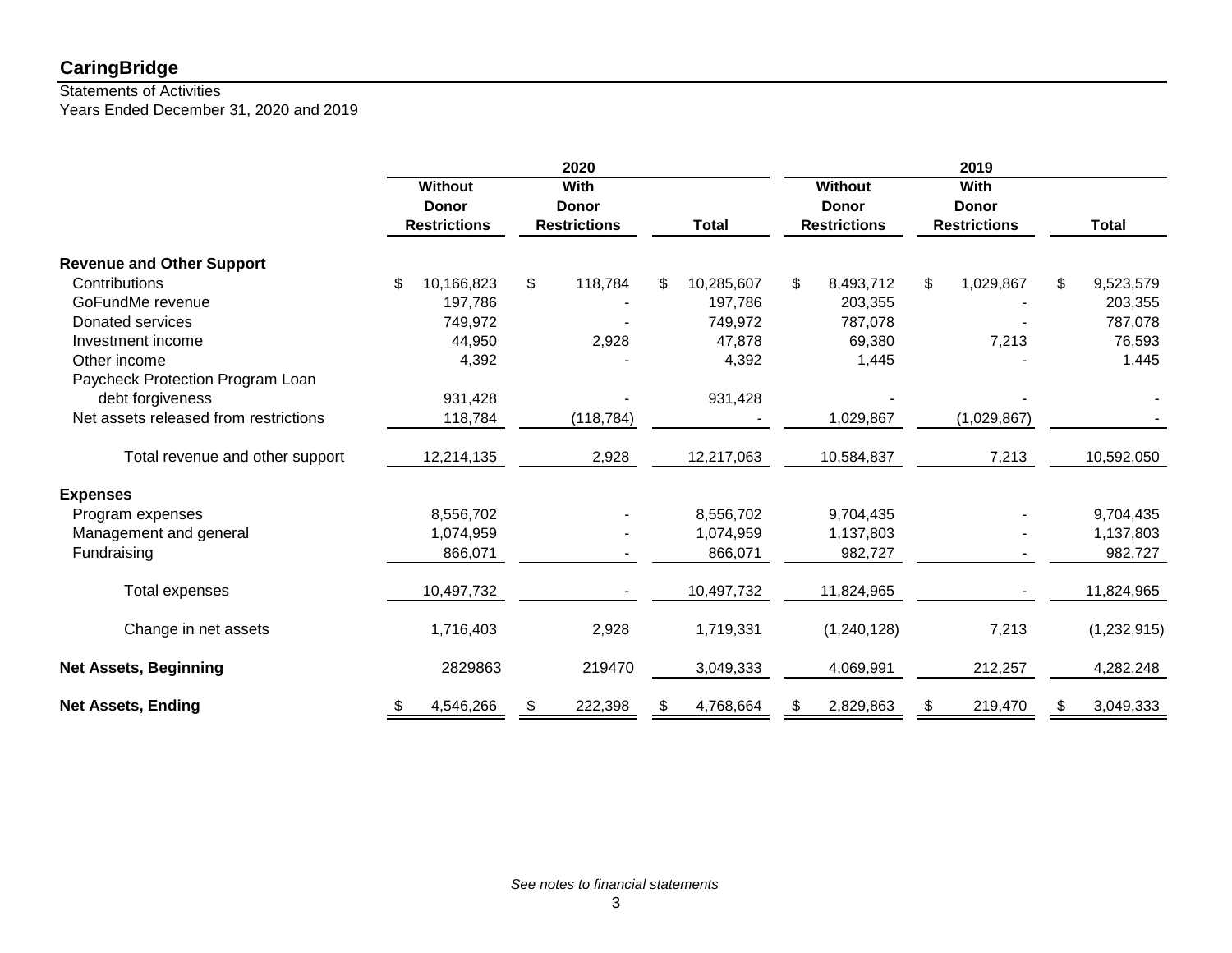# CaringBridge

Statements of Activities
Years Ended December 31, 2020 and 2019

| | 2020 | | | 2019 | | |
|---|---|---|---|---|---|---|
| | Without Donor Restrictions | With Donor Restrictions | Total | Without Donor Restrictions | With Donor Restrictions | Total |
| **Revenue and Other Support** | | | | | | |
| Contributions | $ 10,166,823 | $ 118,784 | $ 10,285,607 | $ 8,493,712 | $ 1,029,867 | $ 9,523,579 |
| GoFundMe revenue | 197,786 | - | 197,786 | 203,355 | - | 203,355 |
| Donated services | 749,972 | - | 749,972 | 787,078 | - | 787,078 |
| Investment income | 44,950 | 2,928 | 47,878 | 69,380 | 7,213 | 76,593 |
| Other income | 4,392 | - | 4,392 | 1,445 | - | 1,445 |
| Paycheck Protection Program Loan debt forgiveness | 931,428 | - | 931,428 | - | - | - |
| Net assets released from restrictions | 118,784 | (118,784) | - | 1,029,867 | (1,029,867) | - |
| Total revenue and other support | 12,214,135 | 2,928 | 12,217,063 | 10,584,837 | 7,213 | 10,592,050 |
| **Expenses** | | | | | | |
| Program expenses | 8,556,702 | - | 8,556,702 | 9,704,435 | - | 9,704,435 |
| Management and general | 1,074,959 | - | 1,074,959 | 1,137,803 | - | 1,137,803 |
| Fundraising | 866,071 | - | 866,071 | 982,727 | - | 982,727 |
| Total expenses | 10,497,732 | - | 10,497,732 | 11,824,965 | - | 11,824,965 |
| Change in net assets | 1,716,403 | 2,928 | 1,719,331 | (1,240,128) | 7,213 | (1,232,915) |
| **Net Assets, Beginning** | 2829863 | 219470 | 3,049,333 | 4,069,991 | 212,257 | 4,282,248 |
| **Net Assets, Ending** | $ 4,546,266 | $ 222,398 | $ 4,768,664 | $ 2,829,863 | $ 219,470 | $ 3,049,333 |

*See notes to financial statements*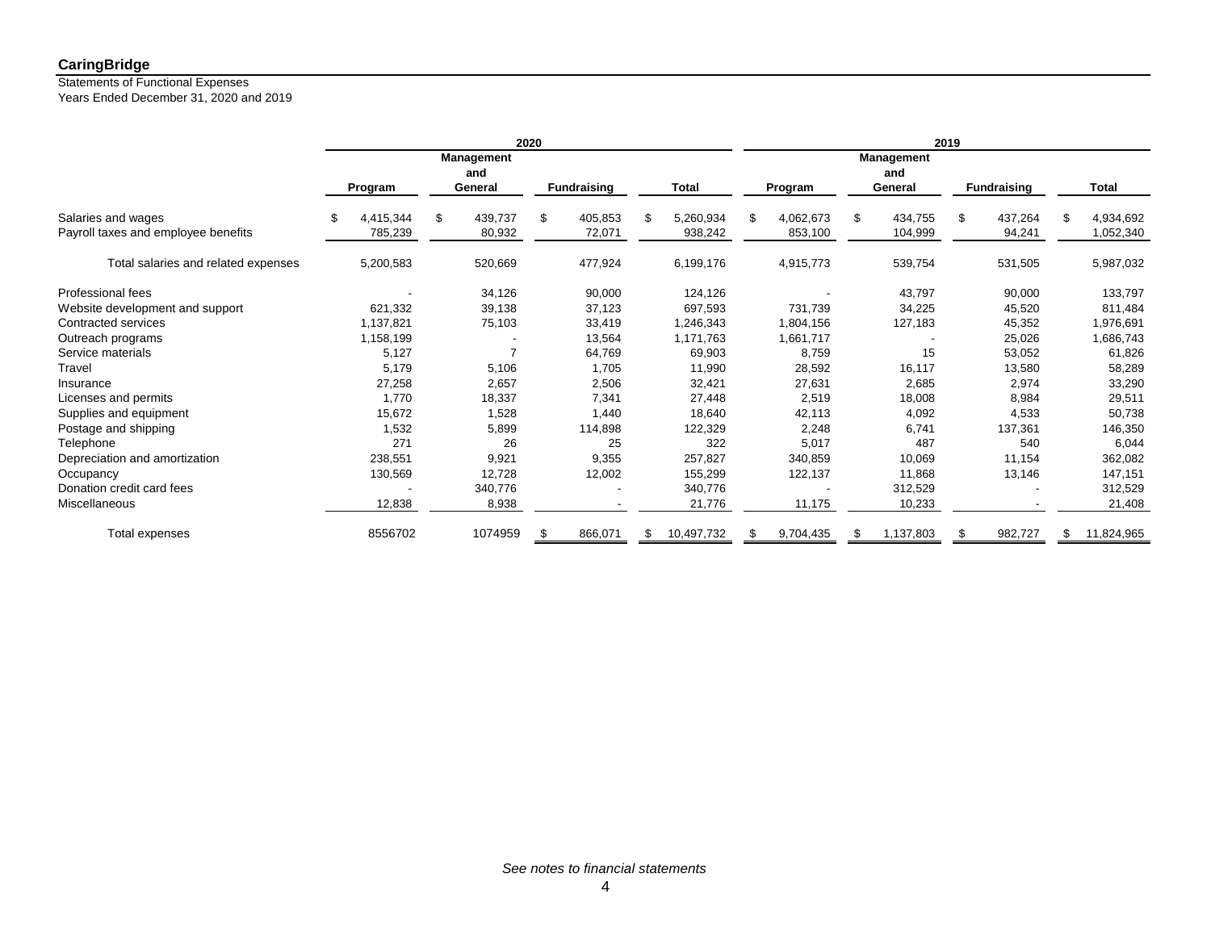**CaringBridge**

Statements of Functional Expenses

Years Ended December 31, 2020 and 2019

| | 2020 | | | | 2019 | | | |
|---|---|---|---|---|---|---|---|---|
| | Program | Management and General | Fundraising | Total | Program | Management and General | Fundraising | Total |
| Salaries and wages | $ 4,415,344 | $ 439,737 | $ 405,853 | $ 5,260,934 | $ 4,062,673 | $ 434,755 | $ 437,264 | $ 4,934,692 |
| Payroll taxes and employee benefits | 785,239 | 80,932 | 72,071 | 938,242 | 853,100 | 104,999 | 94,241 | 1,052,340 |
| Total salaries and related expenses | 5,200,583 | 520,669 | 477,924 | 6,199,176 | 4,915,773 | 539,754 | 531,505 | 5,987,032 |
| Professional fees | - | 34,126 | 90,000 | 124,126 | - | 43,797 | 90,000 | 133,797 |
| Website development and support | 621,332 | 39,138 | 37,123 | 697,593 | 731,739 | 34,225 | 45,520 | 811,484 |
| Contracted services | 1,137,821 | 75,103 | 33,419 | 1,246,343 | 1,804,156 | 127,183 | 45,352 | 1,976,691 |
| Outreach programs | 1,158,199 | - | 13,564 | 1,171,763 | 1,661,717 | - | 25,026 | 1,686,743 |
| Service materials | 5,127 | 7 | 64,769 | 69,903 | 8,759 | 15 | 53,052 | 61,826 |
| Travel | 5,179 | 5,106 | 1,705 | 11,990 | 28,592 | 16,117 | 13,580 | 58,289 |
| Insurance | 27,258 | 2,657 | 2,506 | 32,421 | 27,631 | 2,685 | 2,974 | 33,290 |
| Licenses and permits | 1,770 | 18,337 | 7,341 | 27,448 | 2,519 | 18,008 | 8,984 | 29,511 |
| Supplies and equipment | 15,672 | 1,528 | 1,440 | 18,640 | 42,113 | 4,092 | 4,533 | 50,738 |
| Postage and shipping | 1,532 | 5,899 | 114,898 | 122,329 | 2,248 | 6,741 | 137,361 | 146,350 |
| Telephone | 271 | 26 | 25 | 322 | 5,017 | 487 | 540 | 6,044 |
| Depreciation and amortization | 238,551 | 9,921 | 9,355 | 257,827 | 340,859 | 10,069 | 11,154 | 362,082 |
| Occupancy | 130,569 | 12,728 | 12,002 | 155,299 | 122,137 | 11,868 | 13,146 | 147,151 |
| Donation credit card fees | - | 340,776 | - | 340,776 | - | 312,529 | - | 312,529 |
| Miscellaneous | 12,838 | 8,938 | - | 21,776 | 11,175 | 10,233 | - | 21,408 |
| Total expenses | 8556702 | 1074959 | $ 866,071 | $ 10,497,732 | $ 9,704,435 | $ 1,137,803 | $ 982,727 | $ 11,824,965 |

*See notes to financial statements*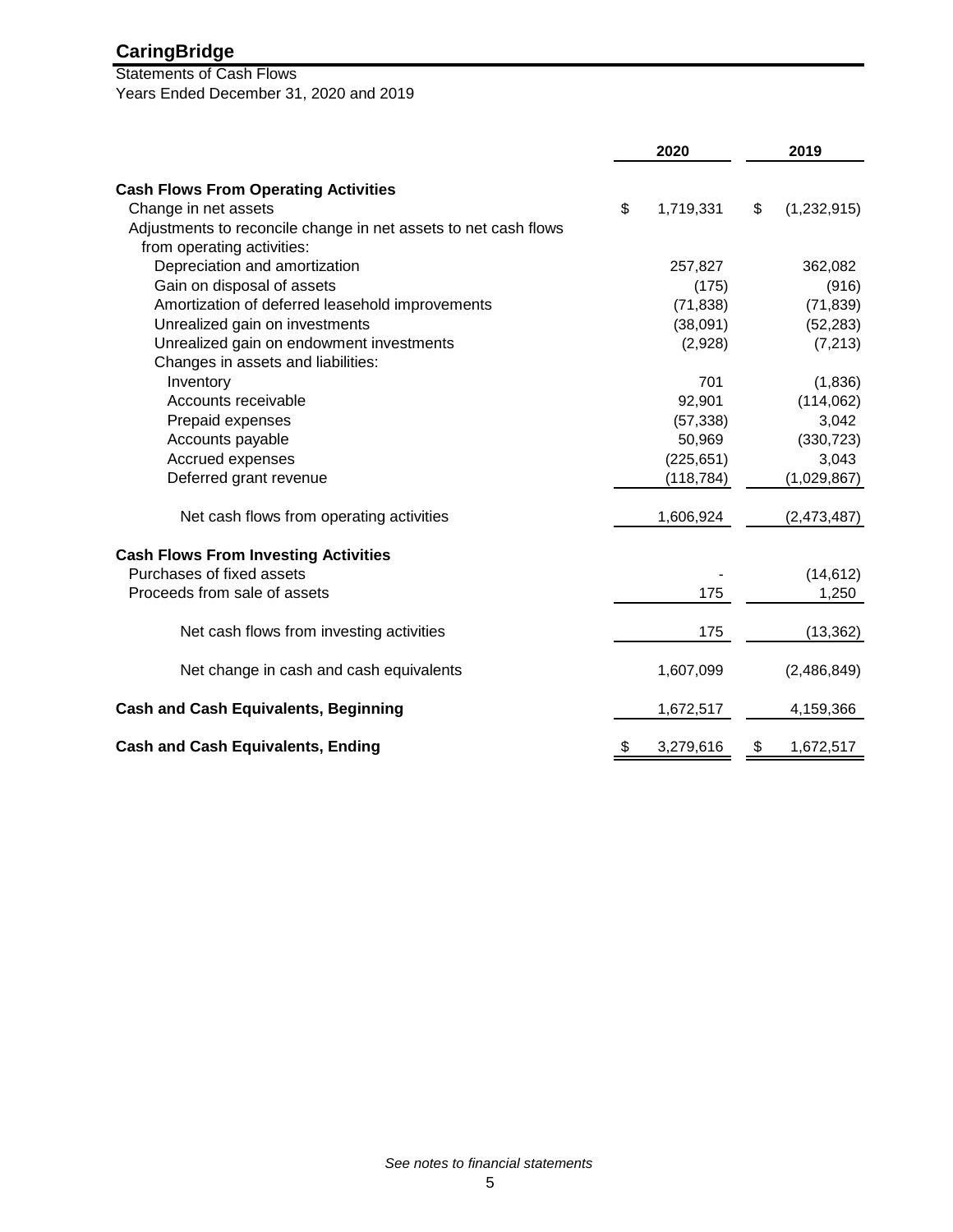# CaringBridge

Statements of Cash Flows
Years Ended December 31, 2020 and 2019

| | 2020 | 2019 |
|---|---|---|
| **Cash Flows From Operating Activities** | | |
| Change in net assets | $ 1,719,331 | $ (1,232,915) |
| Adjustments to reconcile change in net assets to net cash flows from operating activities: | | |
| Depreciation and amortization | 257,827 | 362,082 |
| Gain on disposal of assets | (175) | (916) |
| Amortization of deferred leasehold improvements | (71,838) | (71,839) |
| Unrealized gain on investments | (38,091) | (52,283) |
| Unrealized gain on endowment investments | (2,928) | (7,213) |
| Changes in assets and liabilities: | | |
| Inventory | 701 | (1,836) |
| Accounts receivable | 92,901 | (114,062) |
| Prepaid expenses | (57,338) | 3,042 |
| Accounts payable | 50,969 | (330,723) |
| Accrued expenses | (225,651) | 3,043 |
| Deferred grant revenue | (118,784) | (1,029,867) |
| Net cash flows from operating activities | 1,606,924 | (2,473,487) |
| **Cash Flows From Investing Activities** | | |
| Purchases of fixed assets | - | (14,612) |
| Proceeds from sale of assets | 175 | 1,250 |
| Net cash flows from investing activities | 175 | (13,362) |
| Net change in cash and cash equivalents | 1,607,099 | (2,486,849) |
| **Cash and Cash Equivalents, Beginning** | 1,672,517 | 4,159,366 |
| **Cash and Cash Equivalents, Ending** | $ 3,279,616 | $ 1,672,517 |

*See notes to financial statements*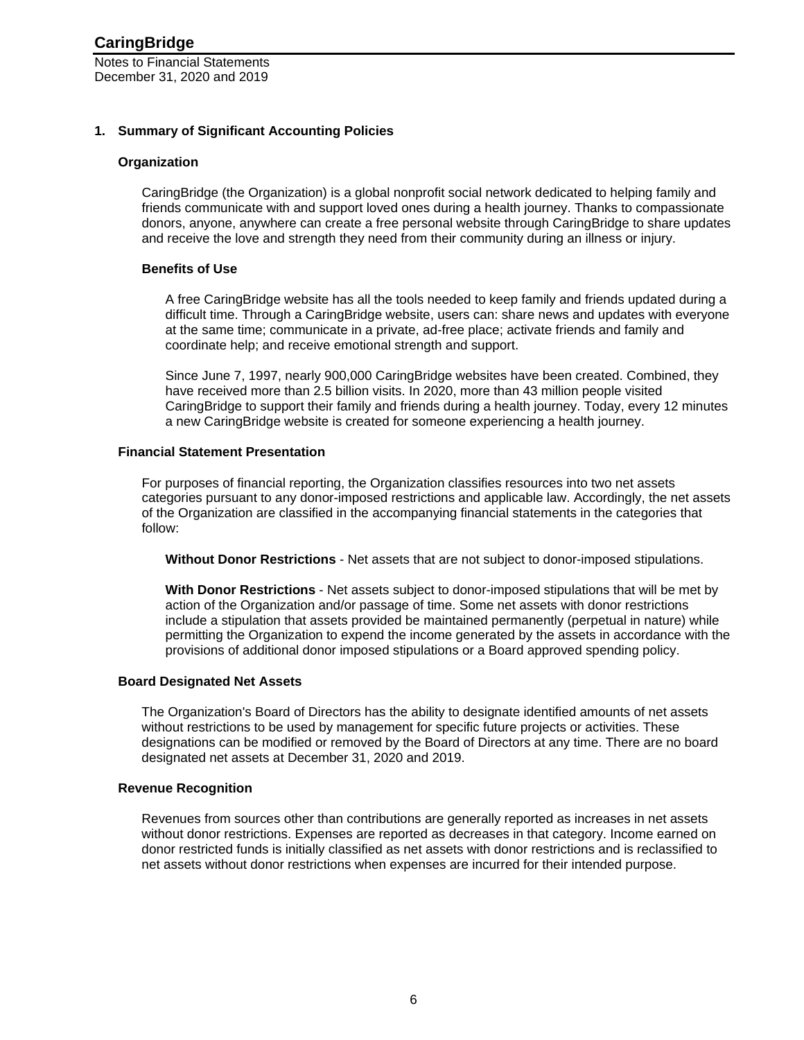## 1. Summary of Significant Accounting Policies

### Organization

CaringBridge (the Organization) is a global nonprofit social network dedicated to helping family and friends communicate with and support loved ones during a health journey. Thanks to compassionate donors, anyone, anywhere can create a free personal website through CaringBridge to share updates and receive the love and strength they need from their community during an illness or injury.

#### Benefits of Use

A free CaringBridge website has all the tools needed to keep family and friends updated during a difficult time. Through a CaringBridge website, users can: share news and updates with everyone at the same time; communicate in a private, ad-free place; activate friends and family and coordinate help; and receive emotional strength and support.

Since June 7, 1997, nearly 900,000 CaringBridge websites have been created. Combined, they have received more than 2.5 billion visits. In 2020, more than 43 million people visited CaringBridge to support their family and friends during a health journey. Today, every 12 minutes a new CaringBridge website is created for someone experiencing a health journey.

### Financial Statement Presentation

For purposes of financial reporting, the Organization classifies resources into two net assets categories pursuant to any donor-imposed restrictions and applicable law. Accordingly, the net assets of the Organization are classified in the accompanying financial statements in the categories that follow:

**Without Donor Restrictions** - Net assets that are not subject to donor-imposed stipulations.

**With Donor Restrictions** - Net assets subject to donor-imposed stipulations that will be met by action of the Organization and/or passage of time. Some net assets with donor restrictions include a stipulation that assets provided be maintained permanently (perpetual in nature) while permitting the Organization to expend the income generated by the assets in accordance with the provisions of additional donor imposed stipulations or a Board approved spending policy.

### Board Designated Net Assets

The Organization's Board of Directors has the ability to designate identified amounts of net assets without restrictions to be used by management for specific future projects or activities. These designations can be modified or removed by the Board of Directors at any time. There are no board designated net assets at December 31, 2020 and 2019.

### Revenue Recognition

Revenues from sources other than contributions are generally reported as increases in net assets without donor restrictions. Expenses are reported as decreases in that category. Income earned on donor restricted funds is initially classified as net assets with donor restrictions and is reclassified to net assets without donor restrictions when expenses are incurred for their intended purpose.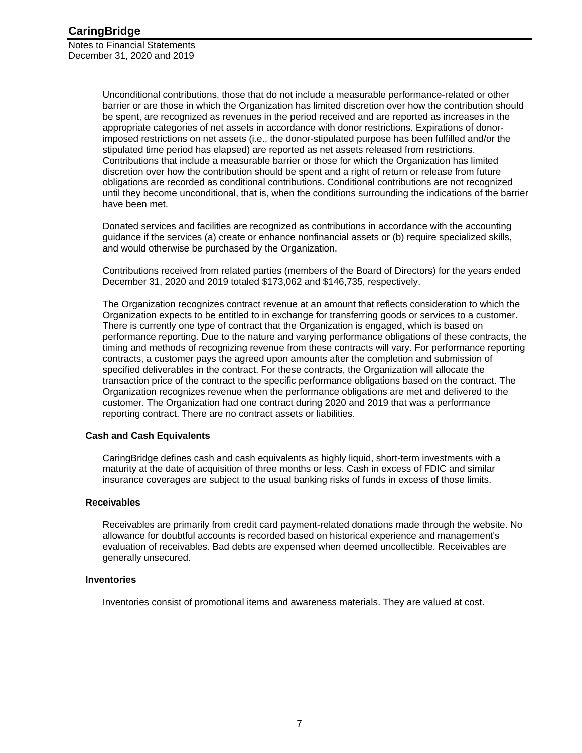Unconditional contributions, those that do not include a measurable performance-related or other barrier or are those in which the Organization has limited discretion over how the contribution should be spent, are recognized as revenues in the period received and are reported as increases in the appropriate categories of net assets in accordance with donor restrictions. Expirations of donor-imposed restrictions on net assets (i.e., the donor-stipulated purpose has been fulfilled and/or the stipulated time period has elapsed) are reported as net assets released from restrictions. Contributions that include a measurable barrier or those for which the Organization has limited discretion over how the contribution should be spent and a right of return or release from future obligations are recorded as conditional contributions. Conditional contributions are not recognized until they become unconditional, that is, when the conditions surrounding the indications of the barrier have been met.

Donated services and facilities are recognized as contributions in accordance with the accounting guidance if the services (a) create or enhance nonfinancial assets or (b) require specialized skills, and would otherwise be purchased by the Organization.

Contributions received from related parties (members of the Board of Directors) for the years ended December 31, 2020 and 2019 totaled $173,062 and $146,735, respectively.

The Organization recognizes contract revenue at an amount that reflects consideration to which the Organization expects to be entitled to in exchange for transferring goods or services to a customer. There is currently one type of contract that the Organization is engaged, which is based on performance reporting. Due to the nature and varying performance obligations of these contracts, the timing and methods of recognizing revenue from these contracts will vary. For performance reporting contracts, a customer pays the agreed upon amounts after the completion and submission of specified deliverables in the contract. For these contracts, the Organization will allocate the transaction price of the contract to the specific performance obligations based on the contract. The Organization recognizes revenue when the performance obligations are met and delivered to the customer. The Organization had one contract during 2020 and 2019 that was a performance reporting contract. There are no contract assets or liabilities.

### Cash and Cash Equivalents

CaringBridge defines cash and cash equivalents as highly liquid, short-term investments with a maturity at the date of acquisition of three months or less. Cash in excess of FDIC and similar insurance coverages are subject to the usual banking risks of funds in excess of those limits.

### Receivables

Receivables are primarily from credit card payment-related donations made through the website. No allowance for doubtful accounts is recorded based on historical experience and management's evaluation of receivables. Bad debts are expensed when deemed uncollectible. Receivables are generally unsecured.

### Inventories

Inventories consist of promotional items and awareness materials. They are valued at cost.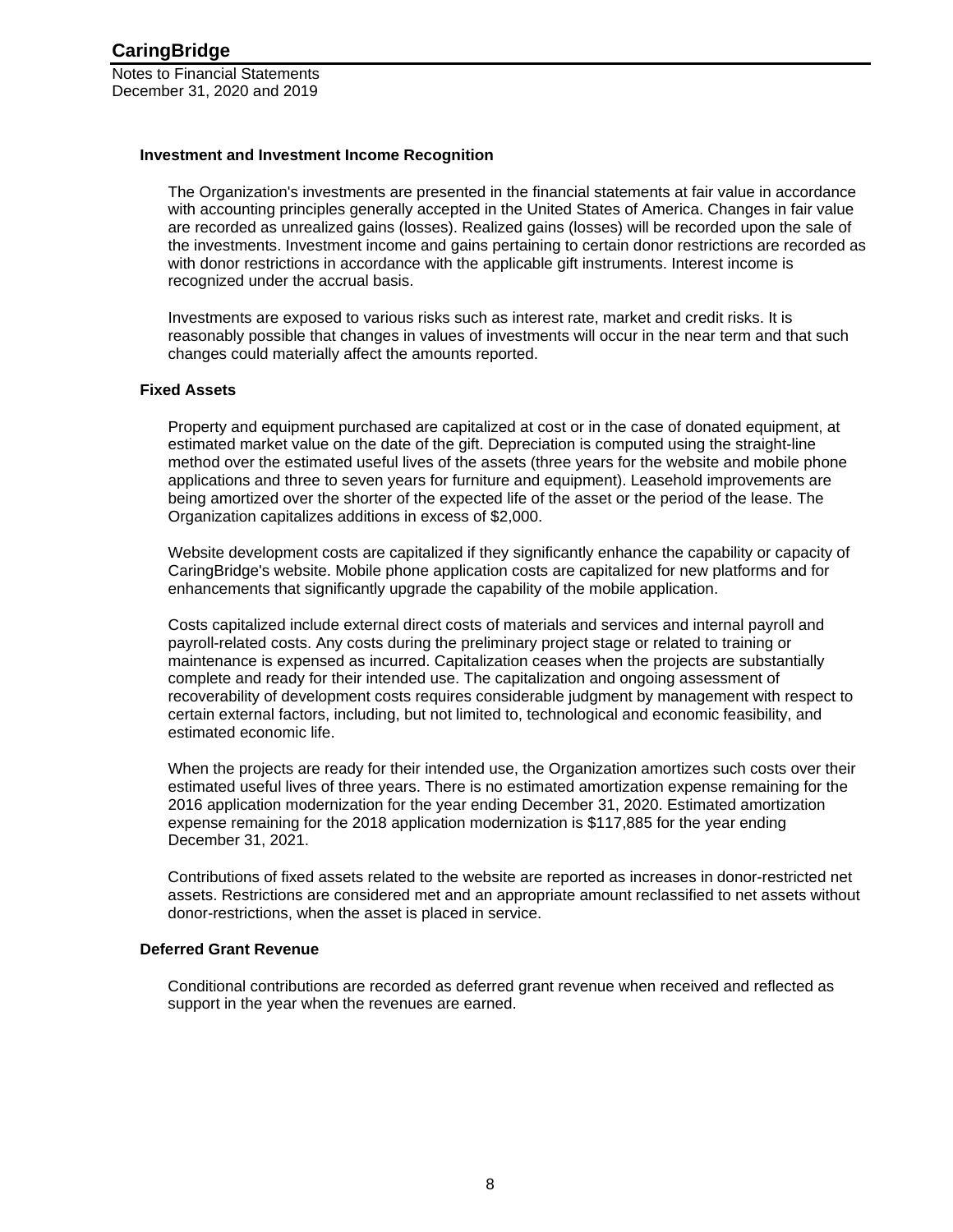### Investment and Investment Income Recognition

The Organization's investments are presented in the financial statements at fair value in accordance with accounting principles generally accepted in the United States of America. Changes in fair value are recorded as unrealized gains (losses). Realized gains (losses) will be recorded upon the sale of the investments. Investment income and gains pertaining to certain donor restrictions are recorded as with donor restrictions in accordance with the applicable gift instruments. Interest income is recognized under the accrual basis.

Investments are exposed to various risks such as interest rate, market and credit risks. It is reasonably possible that changes in values of investments will occur in the near term and that such changes could materially affect the amounts reported.

### Fixed Assets

Property and equipment purchased are capitalized at cost or in the case of donated equipment, at estimated market value on the date of the gift. Depreciation is computed using the straight-line method over the estimated useful lives of the assets (three years for the website and mobile phone applications and three to seven years for furniture and equipment). Leasehold improvements are being amortized over the shorter of the expected life of the asset or the period of the lease. The Organization capitalizes additions in excess of $2,000.

Website development costs are capitalized if they significantly enhance the capability or capacity of CaringBridge's website. Mobile phone application costs are capitalized for new platforms and for enhancements that significantly upgrade the capability of the mobile application.

Costs capitalized include external direct costs of materials and services and internal payroll and payroll-related costs. Any costs during the preliminary project stage or related to training or maintenance is expensed as incurred. Capitalization ceases when the projects are substantially complete and ready for their intended use. The capitalization and ongoing assessment of recoverability of development costs requires considerable judgment by management with respect to certain external factors, including, but not limited to, technological and economic feasibility, and estimated economic life.

When the projects are ready for their intended use, the Organization amortizes such costs over their estimated useful lives of three years. There is no estimated amortization expense remaining for the 2016 application modernization for the year ending December 31, 2020. Estimated amortization expense remaining for the 2018 application modernization is $117,885 for the year ending December 31, 2021.

Contributions of fixed assets related to the website are reported as increases in donor-restricted net assets. Restrictions are considered met and an appropriate amount reclassified to net assets without donor-restrictions, when the asset is placed in service.

### Deferred Grant Revenue

Conditional contributions are recorded as deferred grant revenue when received and reflected as support in the year when the revenues are earned.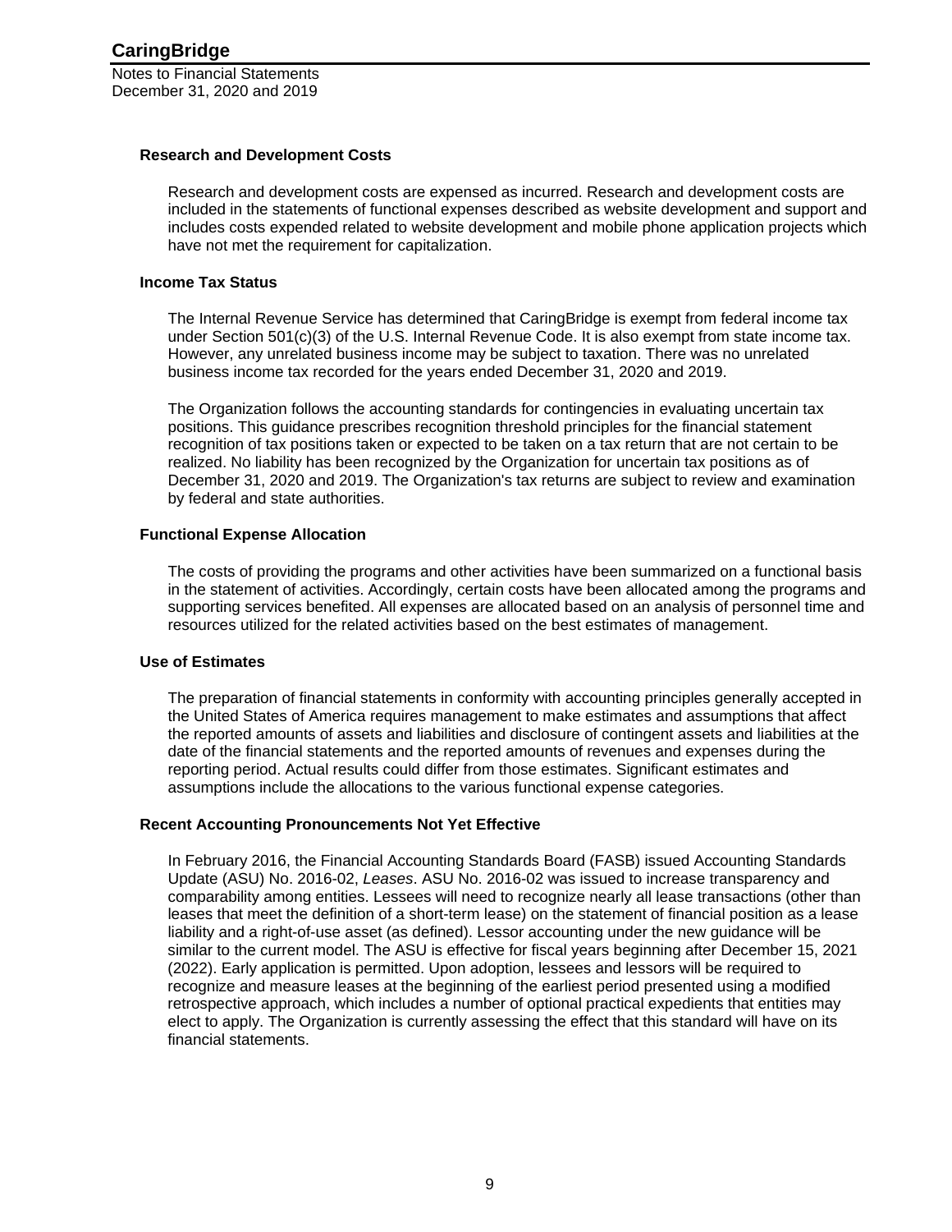### Research and Development Costs

Research and development costs are expensed as incurred. Research and development costs are included in the statements of functional expenses described as website development and support and includes costs expended related to website development and mobile phone application projects which have not met the requirement for capitalization.

### Income Tax Status

The Internal Revenue Service has determined that CaringBridge is exempt from federal income tax under Section 501(c)(3) of the U.S. Internal Revenue Code. It is also exempt from state income tax. However, any unrelated business income may be subject to taxation. There was no unrelated business income tax recorded for the years ended December 31, 2020 and 2019.

The Organization follows the accounting standards for contingencies in evaluating uncertain tax positions. This guidance prescribes recognition threshold principles for the financial statement recognition of tax positions taken or expected to be taken on a tax return that are not certain to be realized. No liability has been recognized by the Organization for uncertain tax positions as of December 31, 2020 and 2019. The Organization's tax returns are subject to review and examination by federal and state authorities.

### Functional Expense Allocation

The costs of providing the programs and other activities have been summarized on a functional basis in the statement of activities. Accordingly, certain costs have been allocated among the programs and supporting services benefited. All expenses are allocated based on an analysis of personnel time and resources utilized for the related activities based on the best estimates of management.

### Use of Estimates

The preparation of financial statements in conformity with accounting principles generally accepted in the United States of America requires management to make estimates and assumptions that affect the reported amounts of assets and liabilities and disclosure of contingent assets and liabilities at the date of the financial statements and the reported amounts of revenues and expenses during the reporting period. Actual results could differ from those estimates. Significant estimates and assumptions include the allocations to the various functional expense categories.

### Recent Accounting Pronouncements Not Yet Effective

In February 2016, the Financial Accounting Standards Board (FASB) issued Accounting Standards Update (ASU) No. 2016-02, *Leases*. ASU No. 2016-02 was issued to increase transparency and comparability among entities. Lessees will need to recognize nearly all lease transactions (other than leases that meet the definition of a short-term lease) on the statement of financial position as a lease liability and a right-of-use asset (as defined). Lessor accounting under the new guidance will be similar to the current model. The ASU is effective for fiscal years beginning after December 15, 2021 (2022). Early application is permitted. Upon adoption, lessees and lessors will be required to recognize and measure leases at the beginning of the earliest period presented using a modified retrospective approach, which includes a number of optional practical expedients that entities may elect to apply. The Organization is currently assessing the effect that this standard will have on its financial statements.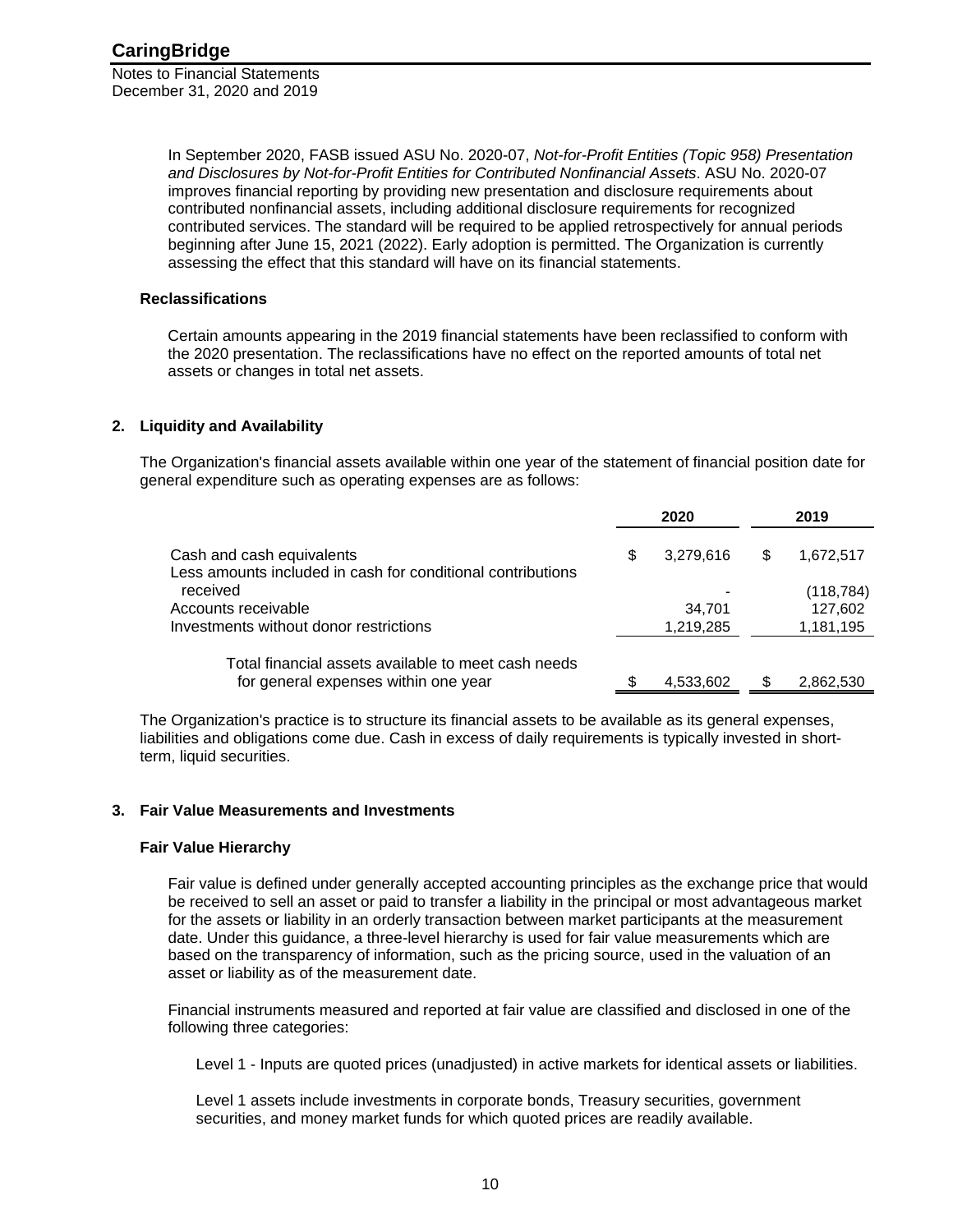In September 2020, FASB issued ASU No. 2020-07, *Not-for-Profit Entities (Topic 958) Presentation and Disclosures by Not-for-Profit Entities for Contributed Nonfinancial Assets*. ASU No. 2020-07 improves financial reporting by providing new presentation and disclosure requirements about contributed nonfinancial assets, including additional disclosure requirements for recognized contributed services. The standard will be required to be applied retrospectively for annual periods beginning after June 15, 2021 (2022). Early adoption is permitted. The Organization is currently assessing the effect that this standard will have on its financial statements.

### Reclassifications

Certain amounts appearing in the 2019 financial statements have been reclassified to conform with the 2020 presentation. The reclassifications have no effect on the reported amounts of total net assets or changes in total net assets.

## 2. Liquidity and Availability

The Organization's financial assets available within one year of the statement of financial position date for general expenditure such as operating expenses are as follows:

| | 2020 | 2019 |
|---|---|---|
| Cash and cash equivalents | $ 3,279,616 | $ 1,672,517 |
| Less amounts included in cash for conditional contributions received | - | (118,784) |
| Accounts receivable | 34,701 | 127,602 |
| Investments without donor restrictions | 1,219,285 | 1,181,195 |
| Total financial assets available to meet cash needs for general expenses within one year | $ 4,533,602 | $ 2,862,530 |

The Organization's practice is to structure its financial assets to be available as its general expenses, liabilities and obligations come due. Cash in excess of daily requirements is typically invested in short-term, liquid securities.

## 3. Fair Value Measurements and Investments

### Fair Value Hierarchy

Fair value is defined under generally accepted accounting principles as the exchange price that would be received to sell an asset or paid to transfer a liability in the principal or most advantageous market for the assets or liability in an orderly transaction between market participants at the measurement date. Under this guidance, a three-level hierarchy is used for fair value measurements which are based on the transparency of information, such as the pricing source, used in the valuation of an asset or liability as of the measurement date.

Financial instruments measured and reported at fair value are classified and disclosed in one of the following three categories:

Level 1 - Inputs are quoted prices (unadjusted) in active markets for identical assets or liabilities.

Level 1 assets include investments in corporate bonds, Treasury securities, government securities, and money market funds for which quoted prices are readily available.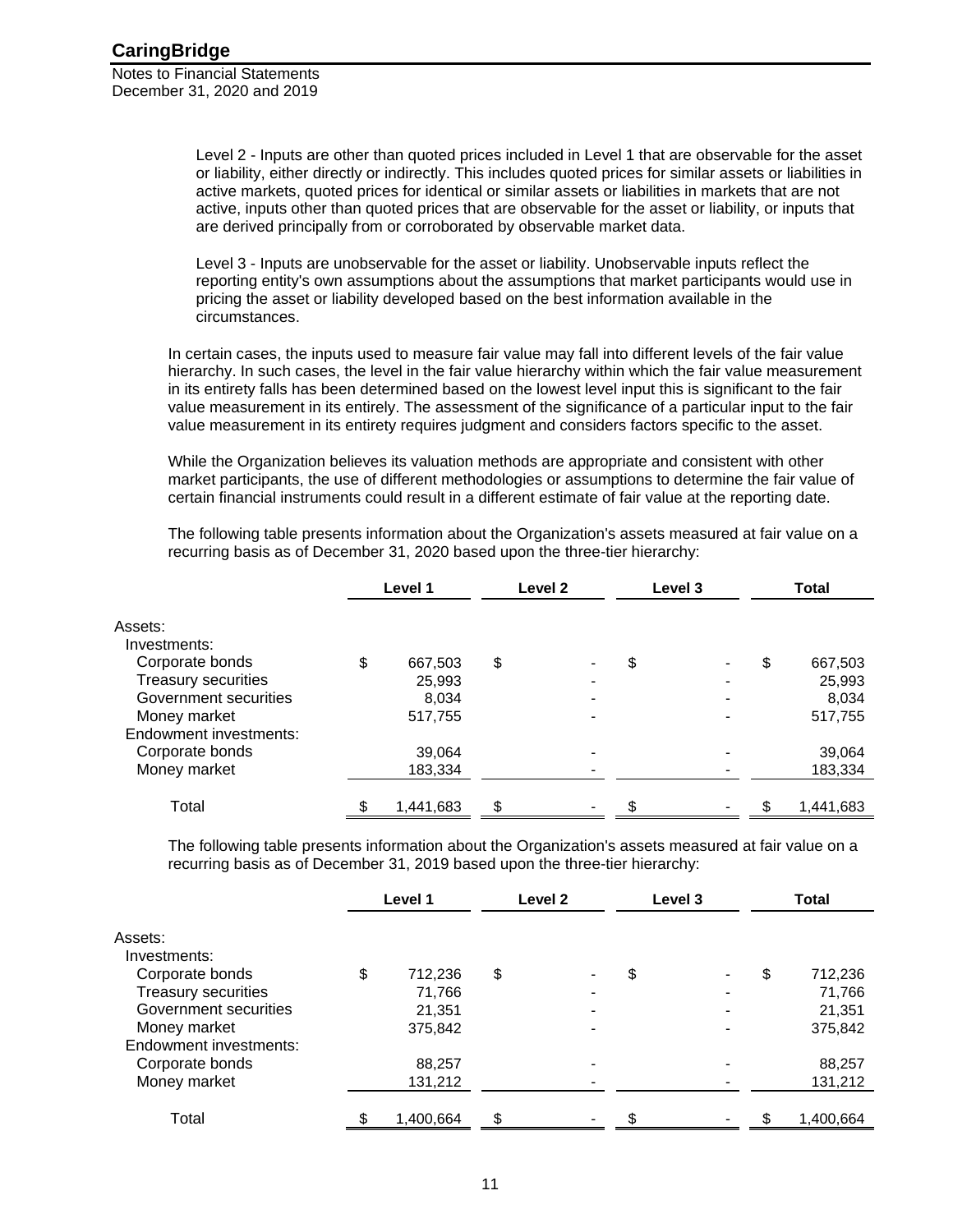Level 2 - Inputs are other than quoted prices included in Level 1 that are observable for the asset or liability, either directly or indirectly. This includes quoted prices for similar assets or liabilities in active markets, quoted prices for identical or similar assets or liabilities in markets that are not active, inputs other than quoted prices that are observable for the asset or liability, or inputs that are derived principally from or corroborated by observable market data.

Level 3 - Inputs are unobservable for the asset or liability. Unobservable inputs reflect the reporting entity's own assumptions about the assumptions that market participants would use in pricing the asset or liability developed based on the best information available in the circumstances.

In certain cases, the inputs used to measure fair value may fall into different levels of the fair value hierarchy. In such cases, the level in the fair value hierarchy within which the fair value measurement in its entirety falls has been determined based on the lowest level input this is significant to the fair value measurement in its entirely. The assessment of the significance of a particular input to the fair value measurement in its entirety requires judgment and considers factors specific to the asset.

While the Organization believes its valuation methods are appropriate and consistent with other market participants, the use of different methodologies or assumptions to determine the fair value of certain financial instruments could result in a different estimate of fair value at the reporting date.

The following table presents information about the Organization's assets measured at fair value on a recurring basis as of December 31, 2020 based upon the three-tier hierarchy:

| | Level 1 | Level 2 | Level 3 | Total |
|---|---|---|---|---|
| Assets: | | | | |
| Investments: | | | | |
| Corporate bonds | $ 667,503 | $ - | $ - | $ 667,503 |
| Treasury securities | 25,993 | - | - | 25,993 |
| Government securities | 8,034 | - | - | 8,034 |
| Money market | 517,755 | - | - | 517,755 |
| Endowment investments: | | | | |
| Corporate bonds | 39,064 | - | - | 39,064 |
| Money market | 183,334 | - | - | 183,334 |
| Total | $ 1,441,683 | $ - | $ - | $ 1,441,683 |

The following table presents information about the Organization's assets measured at fair value on a recurring basis as of December 31, 2019 based upon the three-tier hierarchy:

| | Level 1 | Level 2 | Level 3 | Total |
|---|---|---|---|---|
| Assets: | | | | |
| Investments: | | | | |
| Corporate bonds | $ 712,236 | $ - | $ - | $ 712,236 |
| Treasury securities | 71,766 | - | - | 71,766 |
| Government securities | 21,351 | - | - | 21,351 |
| Money market | 375,842 | - | - | 375,842 |
| Endowment investments: | | | | |
| Corporate bonds | 88,257 | - | - | 88,257 |
| Money market | 131,212 | - | - | 131,212 |
| Total | $ 1,400,664 | $ - | $ - | $ 1,400,664 |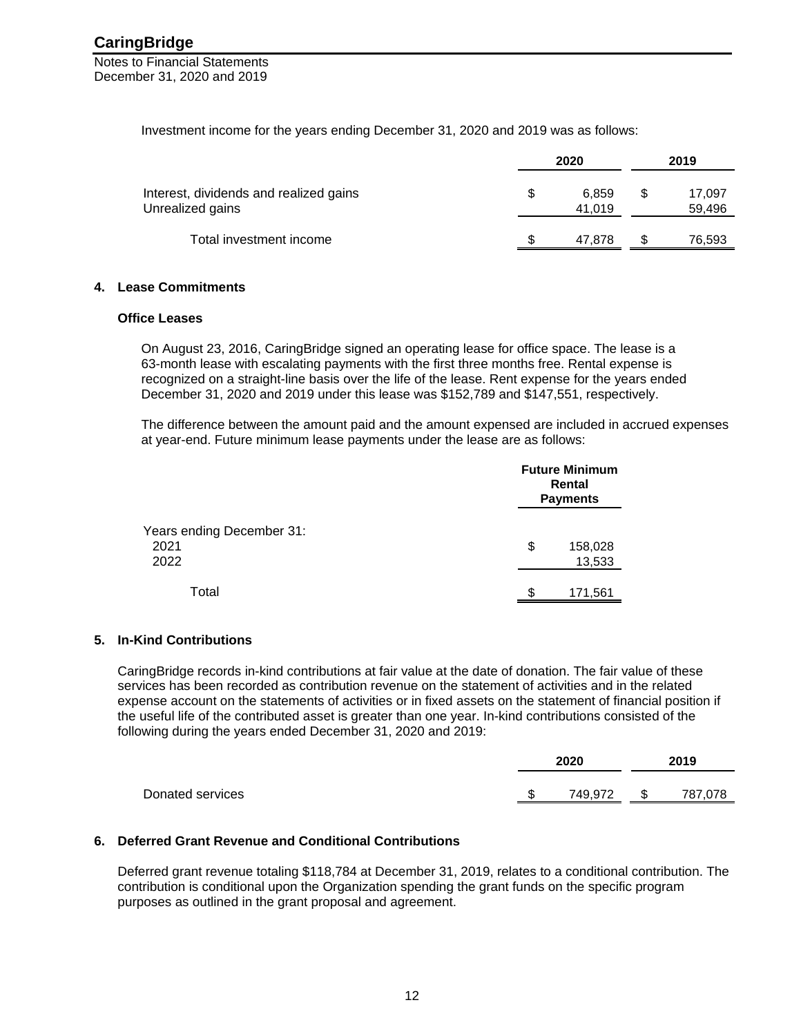Investment income for the years ending December 31, 2020 and 2019 was as follows:

| | 2020 | 2019 |
|---|---|---|
| Interest, dividends and realized gains | $ 6,859 | $ 17,097 |
| Unrealized gains | 41,019 | 59,496 |
| Total investment income | $ 47,878 | $ 76,593 |

## 4. Lease Commitments

### Office Leases

On August 23, 2016, CaringBridge signed an operating lease for office space. The lease is a 63-month lease with escalating payments with the first three months free. Rental expense is recognized on a straight-line basis over the life of the lease. Rent expense for the years ended December 31, 2020 and 2019 under this lease was $152,789 and $147,551, respectively.

The difference between the amount paid and the amount expensed are included in accrued expenses at year-end. Future minimum lease payments under the lease are as follows:

| | Future Minimum Rental Payments |
|---|---|
| Years ending December 31: | |
| 2021 | $ 158,028 |
| 2022 | 13,533 |
| Total | $ 171,561 |

## 5. In-Kind Contributions

CaringBridge records in-kind contributions at fair value at the date of donation. The fair value of these services has been recorded as contribution revenue on the statement of activities and in the related expense account on the statements of activities or in fixed assets on the statement of financial position if the useful life of the contributed asset is greater than one year. In-kind contributions consisted of the following during the years ended December 31, 2020 and 2019:

| | 2020 | 2019 |
|---|---|---|
| Donated services | $ 749,972 | $ 787,078 |

## 6. Deferred Grant Revenue and Conditional Contributions

Deferred grant revenue totaling $118,784 at December 31, 2019, relates to a conditional contribution. The contribution is conditional upon the Organization spending the grant funds on the specific program purposes as outlined in the grant proposal and agreement.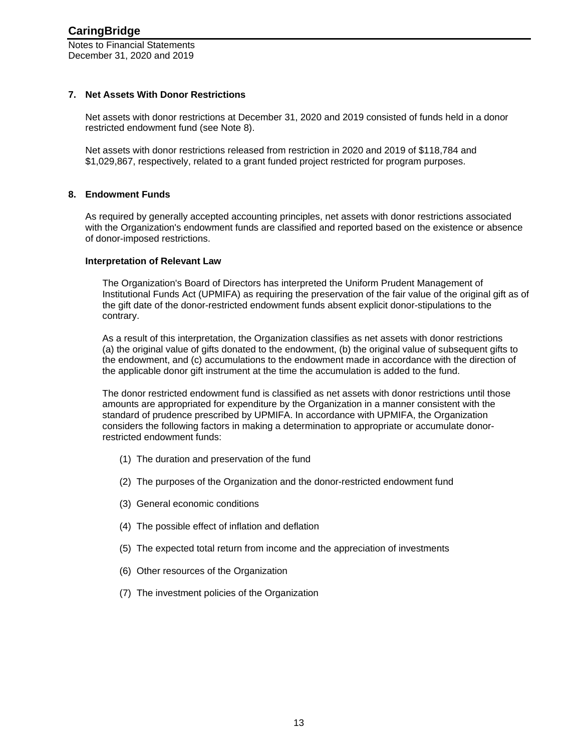## 7. Net Assets With Donor Restrictions

Net assets with donor restrictions at December 31, 2020 and 2019 consisted of funds held in a donor restricted endowment fund (see Note 8).

Net assets with donor restrictions released from restriction in 2020 and 2019 of $118,784 and $1,029,867, respectively, related to a grant funded project restricted for program purposes.

## 8. Endowment Funds

As required by generally accepted accounting principles, net assets with donor restrictions associated with the Organization's endowment funds are classified and reported based on the existence or absence of donor-imposed restrictions.

### Interpretation of Relevant Law

The Organization's Board of Directors has interpreted the Uniform Prudent Management of Institutional Funds Act (UPMIFA) as requiring the preservation of the fair value of the original gift as of the gift date of the donor-restricted endowment funds absent explicit donor-stipulations to the contrary.

As a result of this interpretation, the Organization classifies as net assets with donor restrictions (a) the original value of gifts donated to the endowment, (b) the original value of subsequent gifts to the endowment, and (c) accumulations to the endowment made in accordance with the direction of the applicable donor gift instrument at the time the accumulation is added to the fund.

The donor restricted endowment fund is classified as net assets with donor restrictions until those amounts are appropriated for expenditure by the Organization in a manner consistent with the standard of prudence prescribed by UPMIFA. In accordance with UPMIFA, the Organization considers the following factors in making a determination to appropriate or accumulate donor-restricted endowment funds:

(1) The duration and preservation of the fund

(2) The purposes of the Organization and the donor-restricted endowment fund

(3) General economic conditions

(4) The possible effect of inflation and deflation

(5) The expected total return from income and the appreciation of investments

(6) Other resources of the Organization

(7) The investment policies of the Organization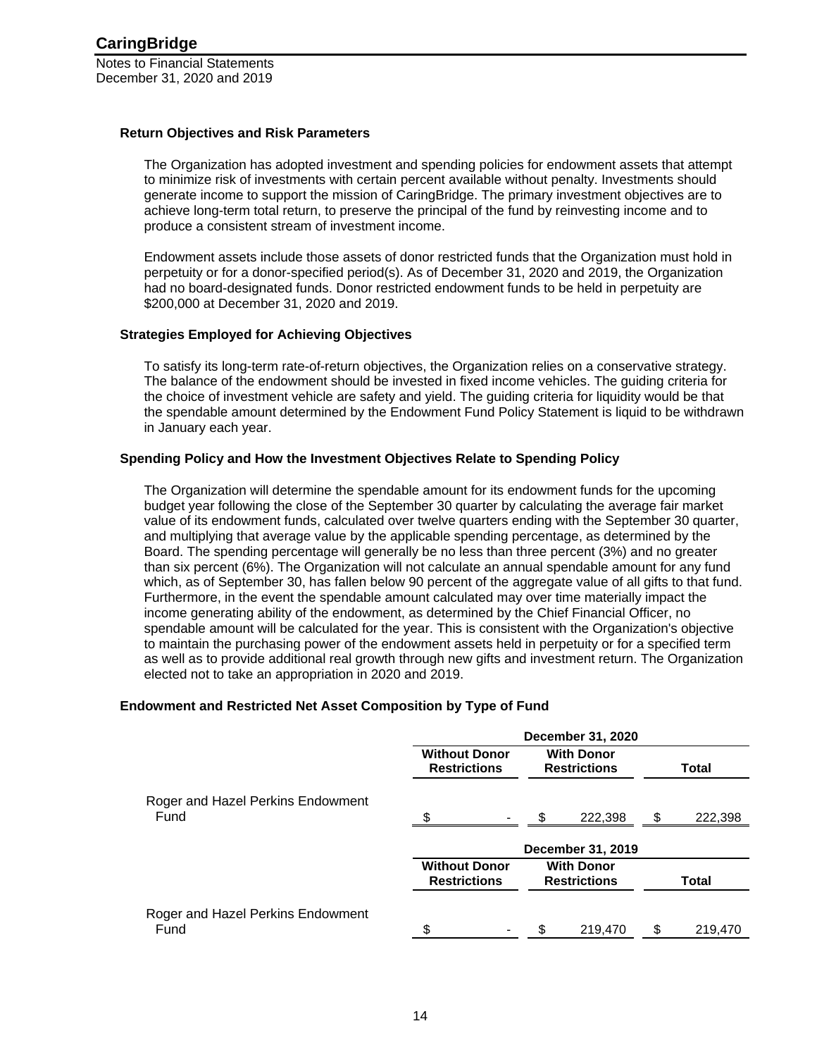### Return Objectives and Risk Parameters

The Organization has adopted investment and spending policies for endowment assets that attempt to minimize risk of investments with certain percent available without penalty. Investments should generate income to support the mission of CaringBridge. The primary investment objectives are to achieve long-term total return, to preserve the principal of the fund by reinvesting income and to produce a consistent stream of investment income.

Endowment assets include those assets of donor restricted funds that the Organization must hold in perpetuity or for a donor-specified period(s). As of December 31, 2020 and 2019, the Organization had no board-designated funds. Donor restricted endowment funds to be held in perpetuity are $200,000 at December 31, 2020 and 2019.

### Strategies Employed for Achieving Objectives

To satisfy its long-term rate-of-return objectives, the Organization relies on a conservative strategy. The balance of the endowment should be invested in fixed income vehicles. The guiding criteria for the choice of investment vehicle are safety and yield. The guiding criteria for liquidity would be that the spendable amount determined by the Endowment Fund Policy Statement is liquid to be withdrawn in January each year.

### Spending Policy and How the Investment Objectives Relate to Spending Policy

The Organization will determine the spendable amount for its endowment funds for the upcoming budget year following the close of the September 30 quarter by calculating the average fair market value of its endowment funds, calculated over twelve quarters ending with the September 30 quarter, and multiplying that average value by the applicable spending percentage, as determined by the Board. The spending percentage will generally be no less than three percent (3%) and no greater than six percent (6%). The Organization will not calculate an annual spendable amount for any fund which, as of September 30, has fallen below 90 percent of the aggregate value of all gifts to that fund. Furthermore, in the event the spendable amount calculated may over time materially impact the income generating ability of the endowment, as determined by the Chief Financial Officer, no spendable amount will be calculated for the year. This is consistent with the Organization's objective to maintain the purchasing power of the endowment assets held in perpetuity or for a specified term as well as to provide additional real growth through new gifts and investment return. The Organization elected not to take an appropriation in 2020 and 2019.

### Endowment and Restricted Net Asset Composition by Type of Fund

| | December 31, 2020 | | |
|---|---|---|---|
| | Without Donor Restrictions | With Donor Restrictions | Total |
| Roger and Hazel Perkins Endowment Fund | $ - | $ 222,398 | $ 222,398 |

| | December 31, 2019 | | |
|---|---|---|---|
| | Without Donor Restrictions | With Donor Restrictions | Total |
| Roger and Hazel Perkins Endowment Fund | $ - | $ 219,470 | $ 219,470 |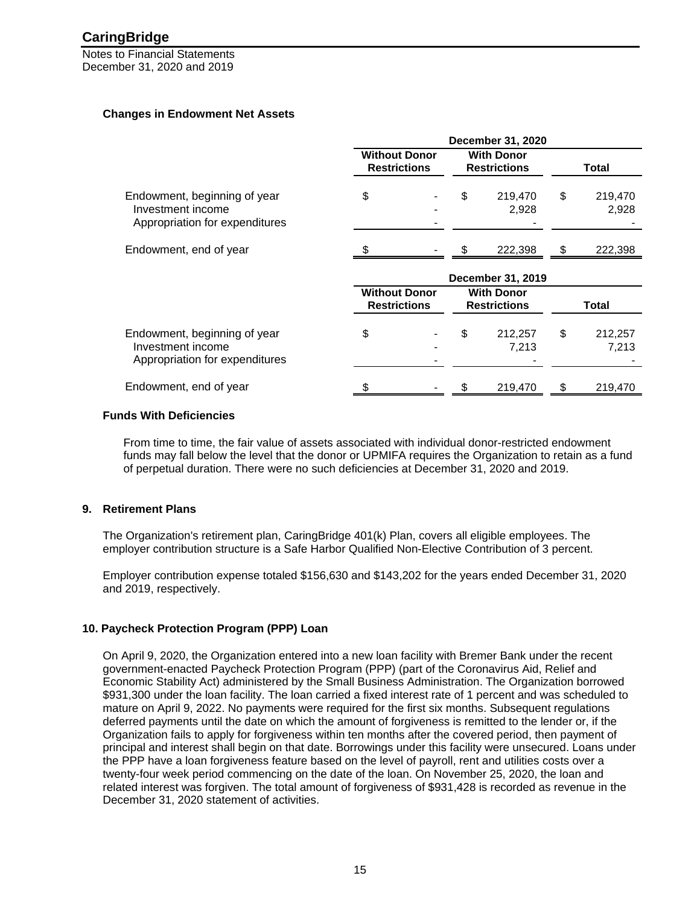### Changes in Endowment Net Assets

| | December 31, 2020 | | |
|---|---|---|---|
| | Without Donor Restrictions | With Donor Restrictions | Total |
| Endowment, beginning of year | $ - | $ 219,470 | $ 219,470 |
| Investment income | - | 2,928 | 2,928 |
| Appropriation for expenditures | - | - | - |
| Endowment, end of year | $ - | $ 222,398 | $ 222,398 |

| | December 31, 2019 | | |
|---|---|---|---|
| | Without Donor Restrictions | With Donor Restrictions | Total |
| Endowment, beginning of year | $ - | $ 212,257 | $ 212,257 |
| Investment income | - | 7,213 | 7,213 |
| Appropriation for expenditures | - | - | - |
| Endowment, end of year | $ - | $ 219,470 | $ 219,470 |

### Funds With Deficiencies

From time to time, the fair value of assets associated with individual donor-restricted endowment funds may fall below the level that the donor or UPMIFA requires the Organization to retain as a fund of perpetual duration. There were no such deficiencies at December 31, 2020 and 2019.

## 9. Retirement Plans

The Organization's retirement plan, CaringBridge 401(k) Plan, covers all eligible employees. The employer contribution structure is a Safe Harbor Qualified Non-Elective Contribution of 3 percent.

Employer contribution expense totaled $156,630 and $143,202 for the years ended December 31, 2020 and 2019, respectively.

## 10. Paycheck Protection Program (PPP) Loan

On April 9, 2020, the Organization entered into a new loan facility with Bremer Bank under the recent government-enacted Paycheck Protection Program (PPP) (part of the Coronavirus Aid, Relief and Economic Stability Act) administered by the Small Business Administration. The Organization borrowed $931,300 under the loan facility. The loan carried a fixed interest rate of 1 percent and was scheduled to mature on April 9, 2022. No payments were required for the first six months. Subsequent regulations deferred payments until the date on which the amount of forgiveness is remitted to the lender or, if the Organization fails to apply for forgiveness within ten months after the covered period, then payment of principal and interest shall begin on that date. Borrowings under this facility were unsecured. Loans under the PPP have a loan forgiveness feature based on the level of payroll, rent and utilities costs over a twenty-four week period commencing on the date of the loan. On November 25, 2020, the loan and related interest was forgiven. The total amount of forgiveness of $931,428 is recorded as revenue in the December 31, 2020 statement of activities.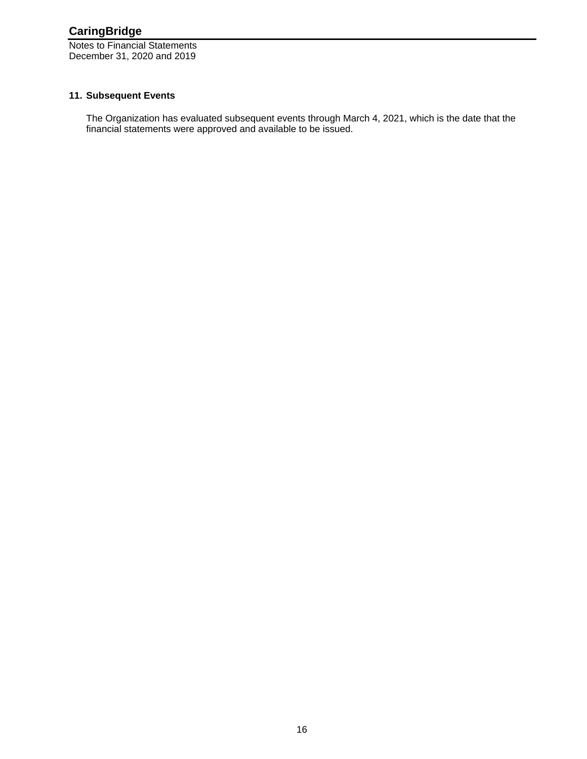## 11. Subsequent Events

The Organization has evaluated subsequent events through March 4, 2021, which is the date that the financial statements were approved and available to be issued.